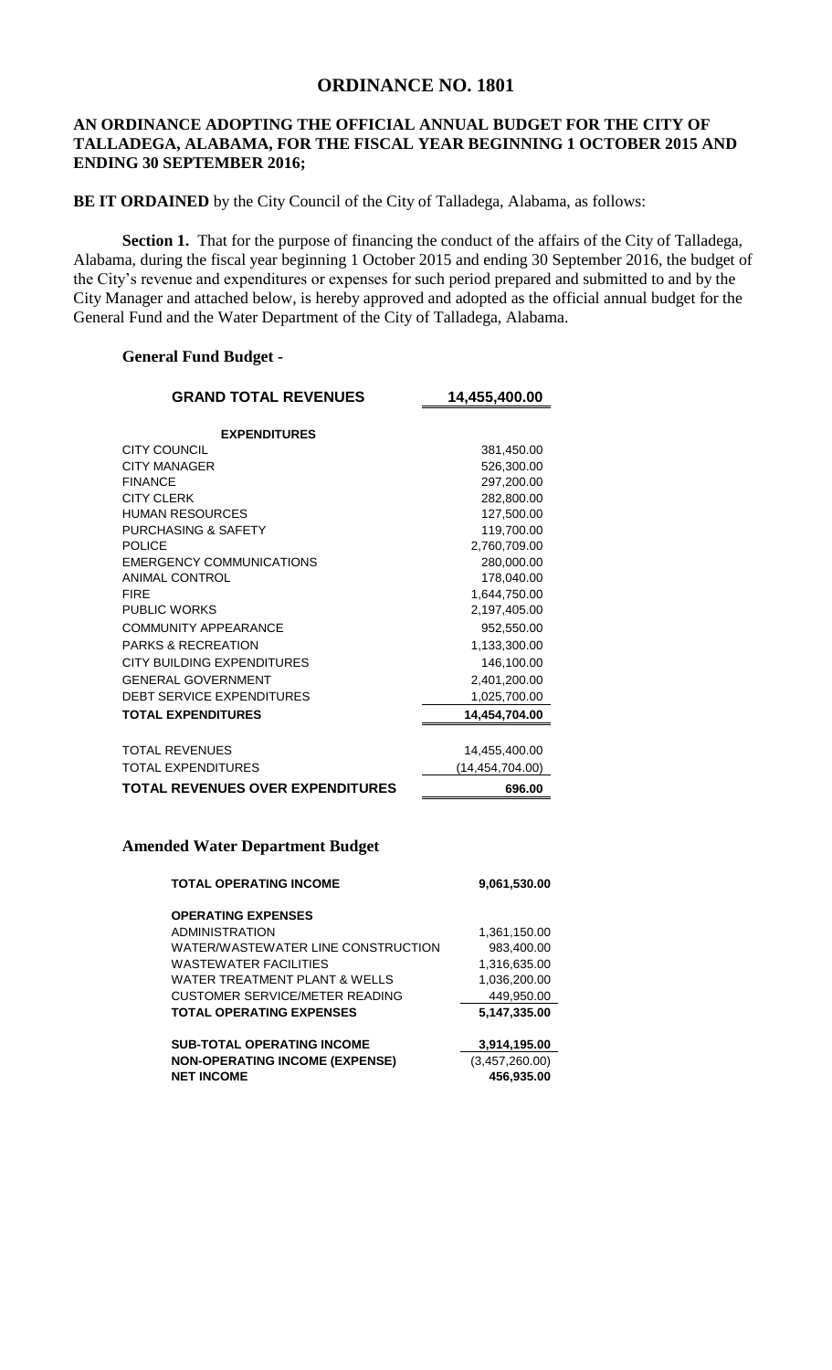# ORDINANCE NO. 1801

**AN ORDINANCE ADOPTING THE OFFICIAL ANNUAL BUDGET FOR THE CITY OF TALLADEGA, ALABAMA, FOR THE FISCAL YEAR BEGINNING 1 OCTOBER 2015 AND ENDING 30 SEPTEMBER 2016;**

**BE IT ORDAINED** by the City Council of the City of Talladega, Alabama, as follows:

**Section 1.** That for the purpose of financing the conduct of the affairs of the City of Talladega, Alabama, during the fiscal year beginning 1 October 2015 and ending 30 September 2016, the budget of the City's revenue and expenditures or expenses for such period prepared and submitted to and by the City Manager and attached below, is hereby approved and adopted as the official annual budget for the General Fund and the Water Department of the City of Talladega, Alabama.

**General Fund Budget -**

| **GRAND TOTAL REVENUES** | **14,455,400.00** |
|---|---|
| **EXPENDITURES** | |
| CITY COUNCIL | 381,450.00 |
| CITY MANAGER | 526,300.00 |
| FINANCE | 297,200.00 |
| CITY CLERK | 282,800.00 |
| HUMAN RESOURCES | 127,500.00 |
| PURCHASING & SAFETY | 119,700.00 |
| POLICE | 2,760,709.00 |
| EMERGENCY COMMUNICATIONS | 280,000.00 |
| ANIMAL CONTROL | 178,040.00 |
| FIRE | 1,644,750.00 |
| PUBLIC WORKS | 2,197,405.00 |
| COMMUNITY APPEARANCE | 952,550.00 |
| PARKS & RECREATION | 1,133,300.00 |
| CITY BUILDING EXPENDITURES | 146,100.00 |
| GENERAL GOVERNMENT | 2,401,200.00 |
| DEBT SERVICE EXPENDITURES | 1,025,700.00 |
| **TOTAL EXPENDITURES** | **14,454,704.00** |
| | |
| TOTAL REVENUES | 14,455,400.00 |
| TOTAL EXPENDITURES | (14,454,704.00) |
| **TOTAL REVENUES OVER EXPENDITURES** | **696.00** |

**Amended Water Department Budget**

| **TOTAL OPERATING INCOME** | **9,061,530.00** |
|---|---|
| **OPERATING EXPENSES** | |
| ADMINISTRATION | 1,361,150.00 |
| WATER/WASTEWATER LINE CONSTRUCTION | 983,400.00 |
| WASTEWATER FACILITIES | 1,316,635.00 |
| WATER TREATMENT PLANT & WELLS | 1,036,200.00 |
| CUSTOMER SERVICE/METER READING | 449,950.00 |
| **TOTAL OPERATING EXPENSES** | **5,147,335.00** |
| | |
| **SUB-TOTAL OPERATING INCOME** | **3,914,195.00** |
| **NON-OPERATING INCOME (EXPENSE)** | (3,457,260.00) |
| **NET INCOME** | **456,935.00** |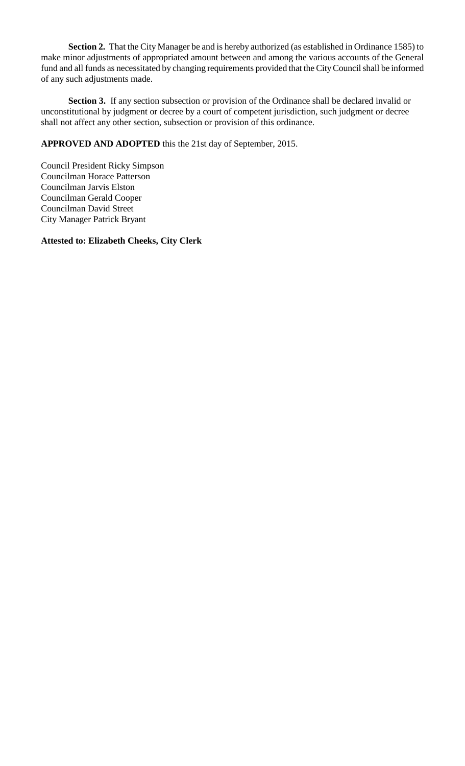**Section 2.** That the City Manager be and is hereby authorized (as established in Ordinance 1585) to make minor adjustments of appropriated amount between and among the various accounts of the General fund and all funds as necessitated by changing requirements provided that the City Council shall be informed of any such adjustments made.

**Section 3.** If any section subsection or provision of the Ordinance shall be declared invalid or unconstitutional by judgment or decree by a court of competent jurisdiction, such judgment or decree shall not affect any other section, subsection or provision of this ordinance.

**APPROVED AND ADOPTED** this the 21st day of September, 2015.

Council President Ricky Simpson
Councilman Horace Patterson
Councilman Jarvis Elston
Councilman Gerald Cooper
Councilman David Street
City Manager Patrick Bryant

**Attested to: Elizabeth Cheeks, City Clerk**